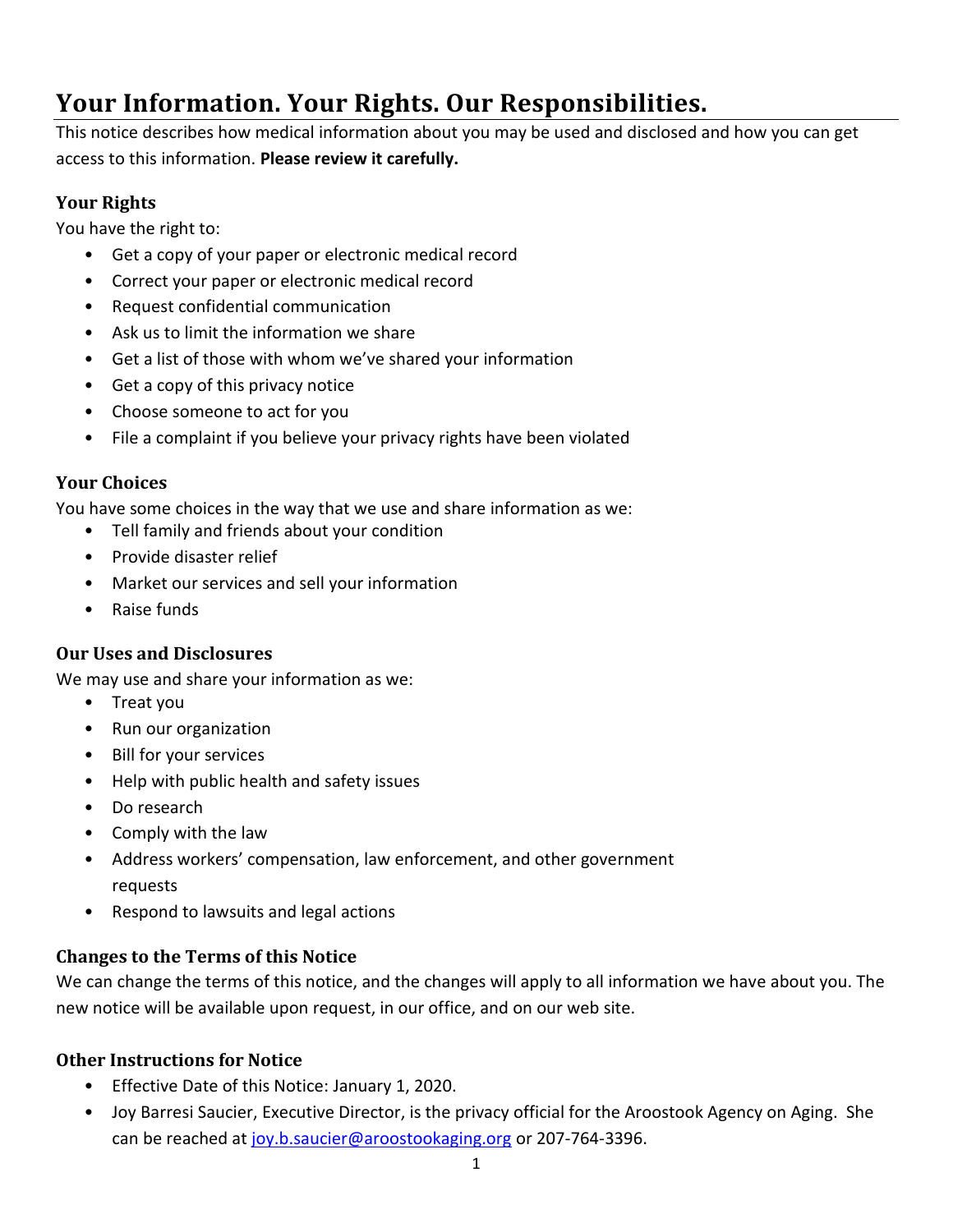# Your Information. Your Rights. Our Responsibilities.

This notice describes how medical information about you may be used and disclosed and how you can get access to this information. **Please review it carefully.**

### Your Rights

You have the right to:

- Get a copy of your paper or electronic medical record
- Correct your paper or electronic medical record
- Request confidential communication
- Ask us to limit the information we share
- Get a list of those with whom we've shared your information
- Get a copy of this privacy notice
- Choose someone to act for you
- File a complaint if you believe your privacy rights have been violated

### Your Choices

You have some choices in the way that we use and share information as we:

- Tell family and friends about your condition
- Provide disaster relief
- Market our services and sell your information
- Raise funds

### Our Uses and Disclosures

We may use and share your information as we:

- Treat you
- Run our organization
- Bill for your services
- Help with public health and safety issues
- Do research
- Comply with the law
- Address workers' compensation, law enforcement, and other government requests
- Respond to lawsuits and legal actions

### Changes to the Terms of this Notice

We can change the terms of this notice, and the changes will apply to all information we have about you. The new notice will be available upon request, in our office, and on our web site.

### Other Instructions for Notice

- Effective Date of this Notice: January 1, 2020.
- Joy Barresi Saucier, Executive Director, is the privacy official for the Aroostook Agency on Aging. She can be reached at joy.b.saucier@aroostookaging.org or 207-764-3396.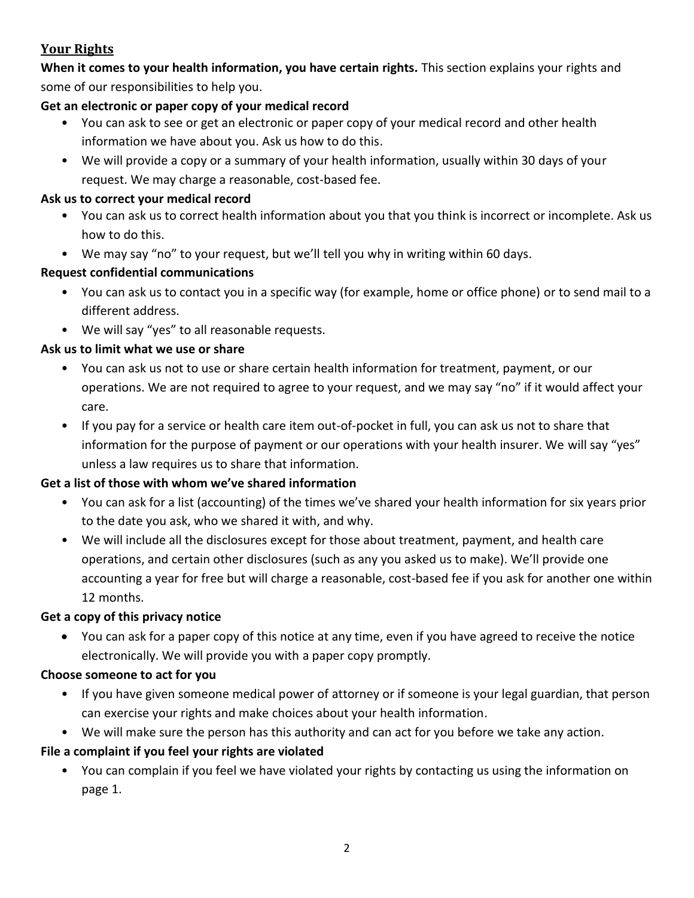## Your Rights

**When it comes to your health information, you have certain rights.** This section explains your rights and some of our responsibilities to help you.

**Get an electronic or paper copy of your medical record**

- You can ask to see or get an electronic or paper copy of your medical record and other health information we have about you. Ask us how to do this.
- We will provide a copy or a summary of your health information, usually within 30 days of your request. We may charge a reasonable, cost-based fee.

**Ask us to correct your medical record**

- You can ask us to correct health information about you that you think is incorrect or incomplete. Ask us how to do this.
- We may say "no" to your request, but we'll tell you why in writing within 60 days.

**Request confidential communications**

- You can ask us to contact you in a specific way (for example, home or office phone) or to send mail to a different address.
- We will say "yes" to all reasonable requests.

**Ask us to limit what we use or share**

- You can ask us not to use or share certain health information for treatment, payment, or our operations. We are not required to agree to your request, and we may say "no" if it would affect your care.
- If you pay for a service or health care item out-of-pocket in full, you can ask us not to share that information for the purpose of payment or our operations with your health insurer. We will say "yes" unless a law requires us to share that information.

**Get a list of those with whom we've shared information**

- You can ask for a list (accounting) of the times we've shared your health information for six years prior to the date you ask, who we shared it with, and why.
- We will include all the disclosures except for those about treatment, payment, and health care operations, and certain other disclosures (such as any you asked us to make). We'll provide one accounting a year for free but will charge a reasonable, cost-based fee if you ask for another one within 12 months.

**Get a copy of this privacy notice**

- You can ask for a paper copy of this notice at any time, even if you have agreed to receive the notice electronically. We will provide you with a paper copy promptly.

**Choose someone to act for you**

- If you have given someone medical power of attorney or if someone is your legal guardian, that person can exercise your rights and make choices about your health information.
- We will make sure the person has this authority and can act for you before we take any action.

**File a complaint if you feel your rights are violated**

- You can complain if you feel we have violated your rights by contacting us using the information on page 1.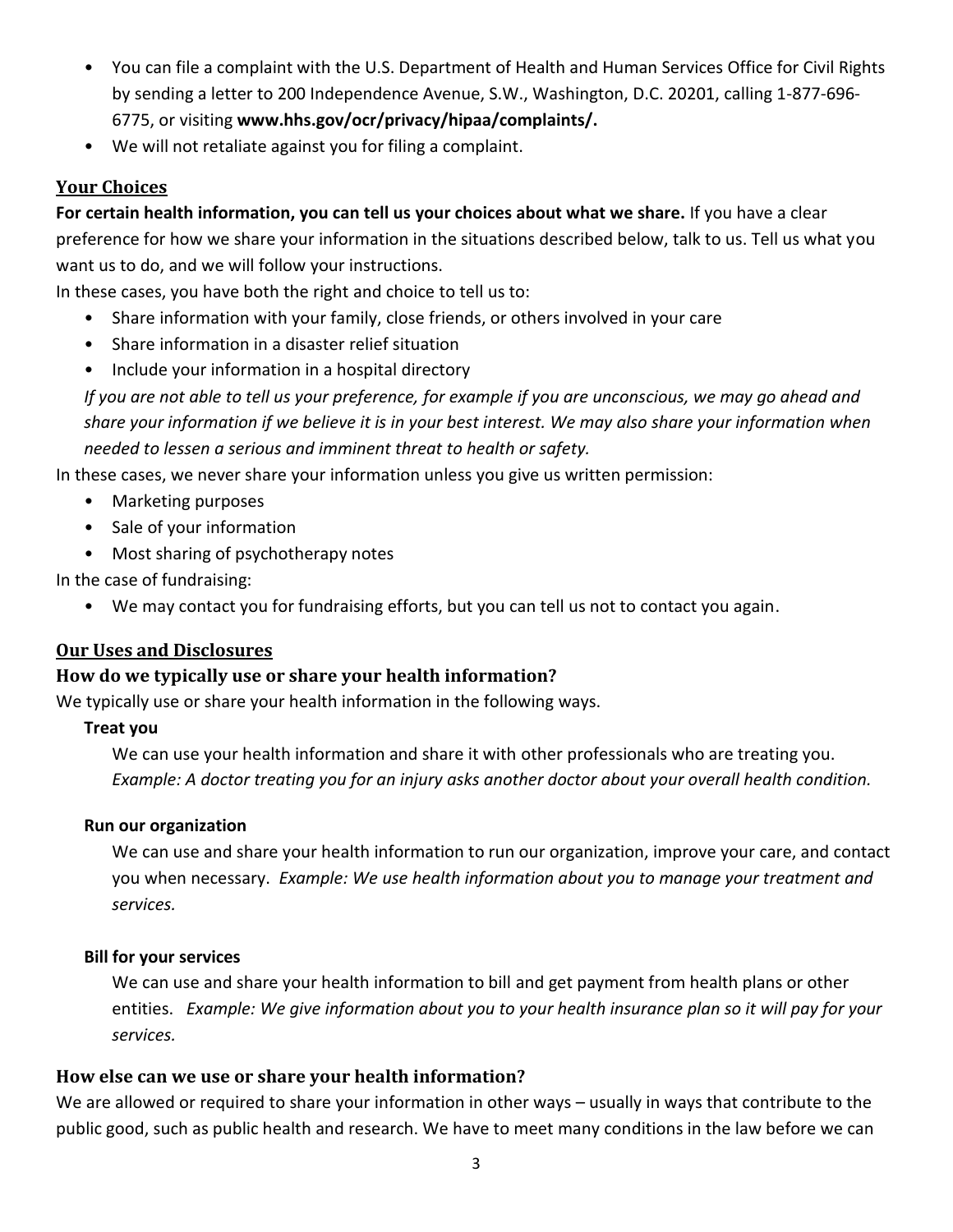- You can file a complaint with the U.S. Department of Health and Human Services Office for Civil Rights by sending a letter to 200 Independence Avenue, S.W., Washington, D.C. 20201, calling 1-877-696-6775, or visiting **www.hhs.gov/ocr/privacy/hipaa/complaints/.**
- We will not retaliate against you for filing a complaint.

## Your Choices

**For certain health information, you can tell us your choices about what we share.** If you have a clear preference for how we share your information in the situations described below, talk to us. Tell us what you want us to do, and we will follow your instructions.

In these cases, you have both the right and choice to tell us to:

- Share information with your family, close friends, or others involved in your care
- Share information in a disaster relief situation
- Include your information in a hospital directory

*If you are not able to tell us your preference, for example if you are unconscious, we may go ahead and share your information if we believe it is in your best interest. We may also share your information when needed to lessen a serious and imminent threat to health or safety.*

In these cases, we never share your information unless you give us written permission:

- Marketing purposes
- Sale of your information
- Most sharing of psychotherapy notes

In the case of fundraising:

- We may contact you for fundraising efforts, but you can tell us not to contact you again.

## Our Uses and Disclosures

### How do we typically use or share your health information?

We typically use or share your health information in the following ways.

**Treat you**

We can use your health information and share it with other professionals who are treating you. *Example: A doctor treating you for an injury asks another doctor about your overall health condition.*

**Run our organization**

We can use and share your health information to run our organization, improve your care, and contact you when necessary. *Example: We use health information about you to manage your treatment and services.*

**Bill for your services**

We can use and share your health information to bill and get payment from health plans or other entities. *Example: We give information about you to your health insurance plan so it will pay for your services.*

### How else can we use or share your health information?

We are allowed or required to share your information in other ways – usually in ways that contribute to the public good, such as public health and research. We have to meet many conditions in the law before we can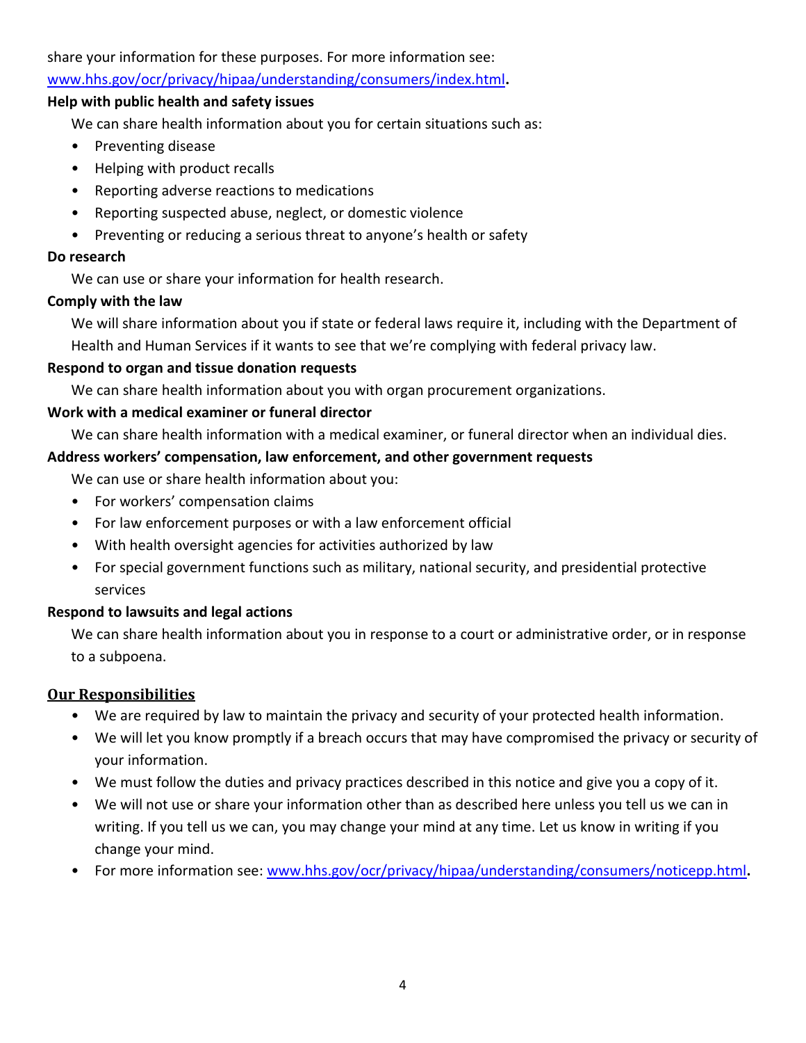share your information for these purposes. For more information see: [www.hhs.gov/ocr/privacy/hipaa/understanding/consumers/index.html](http://www.hhs.gov/ocr/privacy/hipaa/understanding/consumers/index.html).

**Help with public health and safety issues**

We can share health information about you for certain situations such as:

- Preventing disease
- Helping with product recalls
- Reporting adverse reactions to medications
- Reporting suspected abuse, neglect, or domestic violence
- Preventing or reducing a serious threat to anyone's health or safety

**Do research**

We can use or share your information for health research.

**Comply with the law**

We will share information about you if state or federal laws require it, including with the Department of Health and Human Services if it wants to see that we're complying with federal privacy law.

**Respond to organ and tissue donation requests**

We can share health information about you with organ procurement organizations.

**Work with a medical examiner or funeral director**

We can share health information with a medical examiner, or funeral director when an individual dies.

**Address workers' compensation, law enforcement, and other government requests**

We can use or share health information about you:

- For workers' compensation claims
- For law enforcement purposes or with a law enforcement official
- With health oversight agencies for activities authorized by law
- For special government functions such as military, national security, and presidential protective services

**Respond to lawsuits and legal actions**

We can share health information about you in response to a court or administrative order, or in response to a subpoena.

## Our Responsibilities

- We are required by law to maintain the privacy and security of your protected health information.
- We will let you know promptly if a breach occurs that may have compromised the privacy or security of your information.
- We must follow the duties and privacy practices described in this notice and give you a copy of it.
- We will not use or share your information other than as described here unless you tell us we can in writing. If you tell us we can, you may change your mind at any time. Let us know in writing if you change your mind.
- For more information see: [www.hhs.gov/ocr/privacy/hipaa/understanding/consumers/noticepp.html](http://www.hhs.gov/ocr/privacy/hipaa/understanding/consumers/noticepp.html).